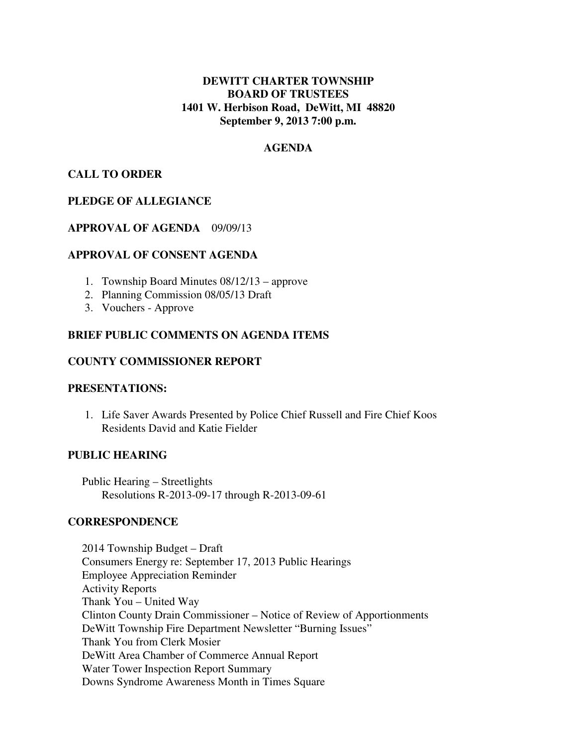# DEWITT CHARTER TOWNSHIP
# BOARD OF TRUSTEES
## 1401 W. Herbison Road, DeWitt, MI 48820
## September 9, 2013 7:00 p.m.

## AGENDA

### CALL TO ORDER

### PLEDGE OF ALLEGIANCE

### APPROVAL OF AGENDA 09/09/13

### APPROVAL OF CONSENT AGENDA

1. Township Board Minutes 08/12/13 – approve
2. Planning Commission 08/05/13 Draft
3. Vouchers - Approve

### BRIEF PUBLIC COMMENTS ON AGENDA ITEMS

### COUNTY COMMISSIONER REPORT

### PRESENTATIONS:

1. Life Saver Awards Presented by Police Chief Russell and Fire Chief Koos
   Residents David and Katie Fielder

### PUBLIC HEARING

Public Hearing – Streetlights
  Resolutions R-2013-09-17 through R-2013-09-61

### CORRESPONDENCE

2014 Township Budget – Draft
Consumers Energy re: September 17, 2013 Public Hearings
Employee Appreciation Reminder
Activity Reports
Thank You – United Way
Clinton County Drain Commissioner – Notice of Review of Apportionments
DeWitt Township Fire Department Newsletter "Burning Issues"
Thank You from Clerk Mosier
DeWitt Area Chamber of Commerce Annual Report
Water Tower Inspection Report Summary
Downs Syndrome Awareness Month in Times Square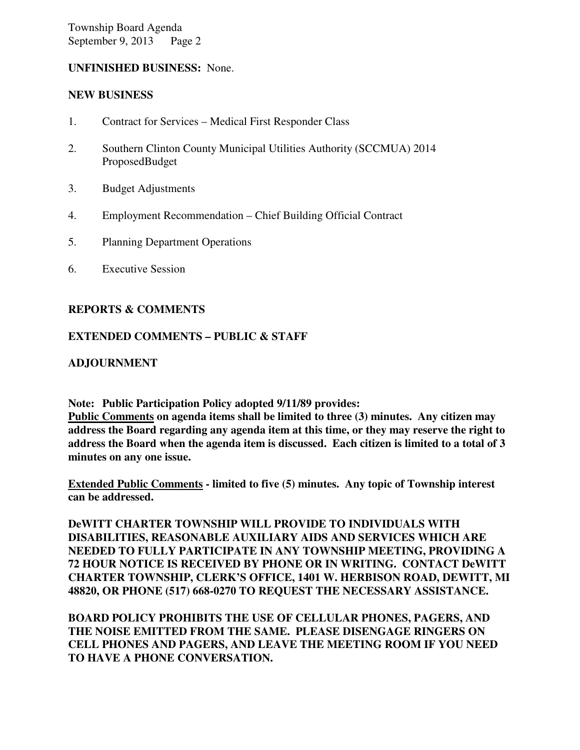**UNFINISHED BUSINESS:** None.

**NEW BUSINESS**

1. Contract for Services – Medical First Responder Class
2. Southern Clinton County Municipal Utilities Authority (SCCMUA) 2014 ProposedBudget
3. Budget Adjustments
4. Employment Recommendation – Chief Building Official Contract
5. Planning Department Operations
6. Executive Session

**REPORTS & COMMENTS**

**EXTENDED COMMENTS – PUBLIC & STAFF**

**ADJOURNMENT**

**Note: Public Participation Policy adopted 9/11/89 provides:**
**<u>Public Comments</u> on agenda items shall be limited to three (3) minutes. Any citizen may address the Board regarding any agenda item at this time, or they may reserve the right to address the Board when the agenda item is discussed. Each citizen is limited to a total of 3 minutes on any one issue.**

**<u>Extended Public Comments</u> - limited to five (5) minutes. Any topic of Township interest can be addressed.**

**DeWITT CHARTER TOWNSHIP WILL PROVIDE TO INDIVIDUALS WITH DISABILITIES, REASONABLE AUXILIARY AIDS AND SERVICES WHICH ARE NEEDED TO FULLY PARTICIPATE IN ANY TOWNSHIP MEETING, PROVIDING A 72 HOUR NOTICE IS RECEIVED BY PHONE OR IN WRITING. CONTACT DeWITT CHARTER TOWNSHIP, CLERK'S OFFICE, 1401 W. HERBISON ROAD, DEWITT, MI 48820, OR PHONE (517) 668-0270 TO REQUEST THE NECESSARY ASSISTANCE.**

**BOARD POLICY PROHIBITS THE USE OF CELLULAR PHONES, PAGERS, AND THE NOISE EMITTED FROM THE SAME. PLEASE DISENGAGE RINGERS ON CELL PHONES AND PAGERS, AND LEAVE THE MEETING ROOM IF YOU NEED TO HAVE A PHONE CONVERSATION.**